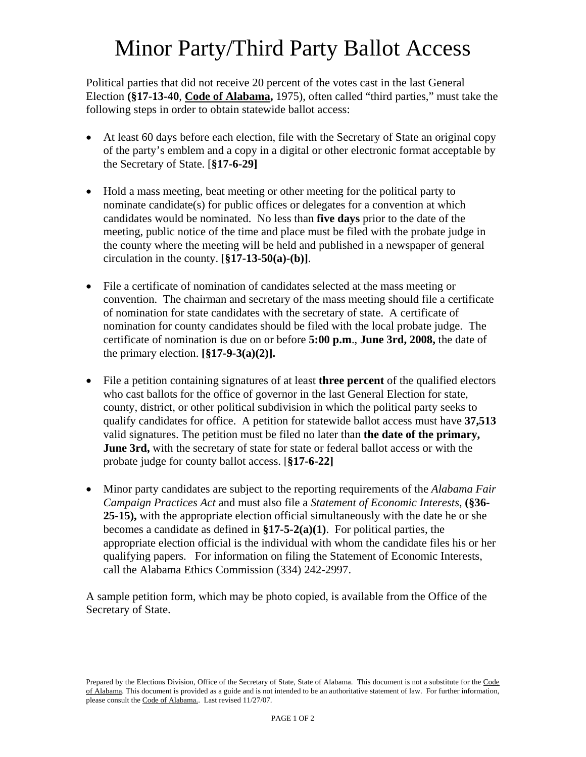# Minor Party/Third Party Ballot Access

Political parties that did not receive 20 percent of the votes cast in the last General Election **(§17-13-40**, **Code of Alabama,** 1975), often called "third parties," must take the following steps in order to obtain statewide ballot access:

- At least 60 days before each election, file with the Secretary of State an original copy of the party's emblem and a copy in a digital or other electronic format acceptable by the Secretary of State. [**§17-6-29]**

- Hold a mass meeting, beat meeting or other meeting for the political party to nominate candidate(s) for public offices or delegates for a convention at which candidates would be nominated. No less than **five days** prior to the date of the meeting, public notice of the time and place must be filed with the probate judge in the county where the meeting will be held and published in a newspaper of general circulation in the county. [**§17-13-50(a)-(b)]**.

- File a certificate of nomination of candidates selected at the mass meeting or convention. The chairman and secretary of the mass meeting should file a certificate of nomination for state candidates with the secretary of state. A certificate of nomination for county candidates should be filed with the local probate judge. The certificate of nomination is due on or before **5:00 p.m**., **June 3rd, 2008,** the date of the primary election. **[§17-9-3(a)(2)].**

- File a petition containing signatures of at least **three percent** of the qualified electors who cast ballots for the office of governor in the last General Election for state, county, district, or other political subdivision in which the political party seeks to qualify candidates for office. A petition for statewide ballot access must have **37,513** valid signatures. The petition must be filed no later than **the date of the primary, June 3rd,** with the secretary of state for state or federal ballot access or with the probate judge for county ballot access. [**§17-6-22]**

- Minor party candidates are subject to the reporting requirements of the *Alabama Fair Campaign Practices Act* and must also file a *Statement of Economic Interests*, **(§36-25-15),** with the appropriate election official simultaneously with the date he or she becomes a candidate as defined in **§17-5-2(a)(1)**. For political parties, the appropriate election official is the individual with whom the candidate files his or her qualifying papers. For information on filing the Statement of Economic Interests, call the Alabama Ethics Commission (334) 242-2997.

A sample petition form, which may be photo copied, is available from the Office of the Secretary of State.

Prepared by the Elections Division, Office of the Secretary of State, State of Alabama. This document is not a substitute for the Code of Alabama. This document is provided as a guide and is not intended to be an authoritative statement of law. For further information, please consult the Code of Alabama.. Last revised 11/27/07.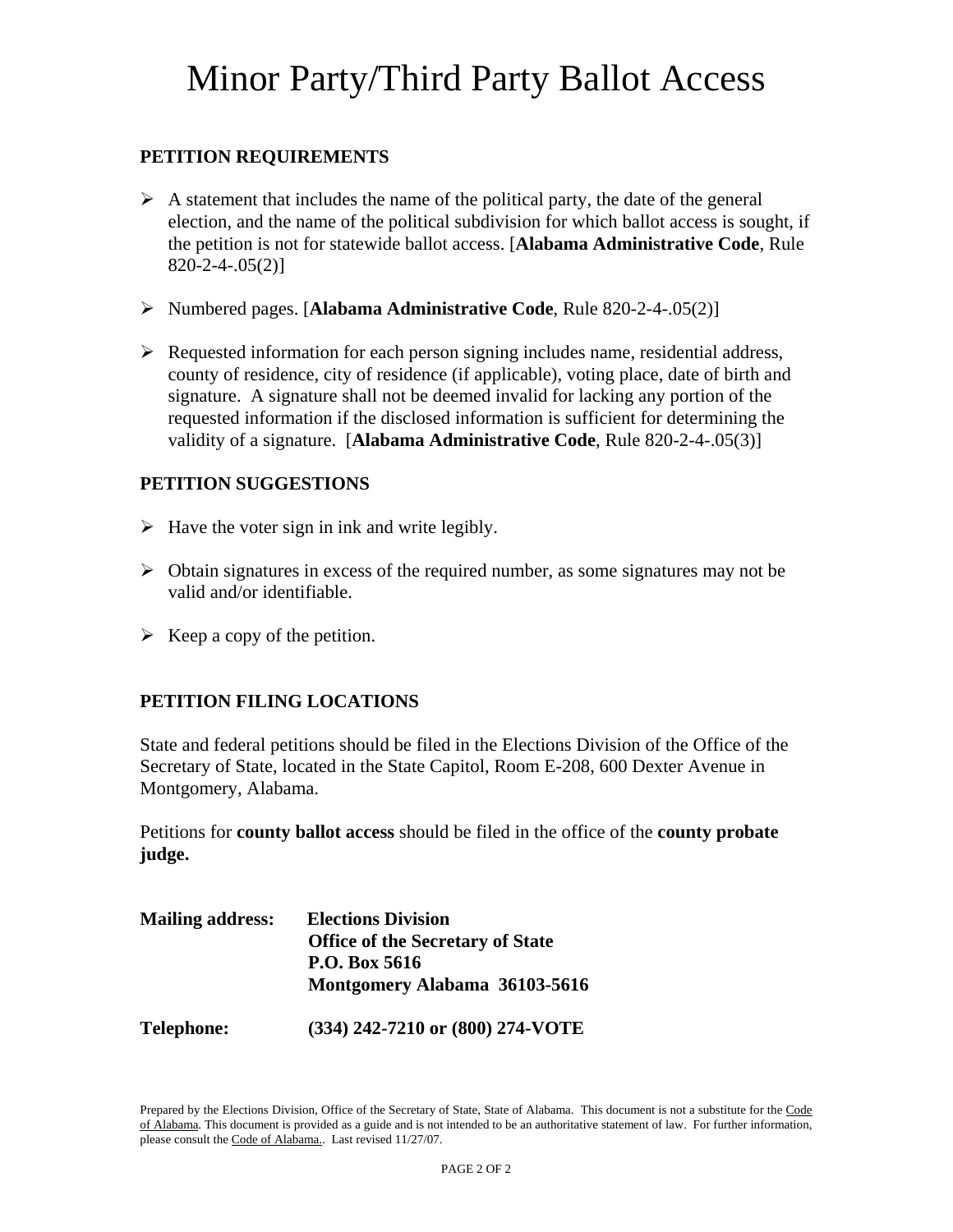# Minor Party/Third Party Ballot Access

### PETITION REQUIREMENTS

- A statement that includes the name of the political party, the date of the general election, and the name of the political subdivision for which ballot access is sought, if the petition is not for statewide ballot access. [**Alabama Administrative Code**, Rule 820-2-4-.05(2)]
- Numbered pages. [**Alabama Administrative Code**, Rule 820-2-4-.05(2)]
- Requested information for each person signing includes name, residential address, county of residence, city of residence (if applicable), voting place, date of birth and signature. A signature shall not be deemed invalid for lacking any portion of the requested information if the disclosed information is sufficient for determining the validity of a signature. [**Alabama Administrative Code**, Rule 820-2-4-.05(3)]

### PETITION SUGGESTIONS

- Have the voter sign in ink and write legibly.
- Obtain signatures in excess of the required number, as some signatures may not be valid and/or identifiable.
- Keep a copy of the petition.

### PETITION FILING LOCATIONS

State and federal petitions should be filed in the Elections Division of the Office of the Secretary of State, located in the State Capitol, Room E-208, 600 Dexter Avenue in Montgomery, Alabama.

Petitions for **county ballot access** should be filed in the office of the **county probate judge.**

**Mailing address:** **Elections Division**
**Office of the Secretary of State**
**P.O. Box 5616**
**Montgomery Alabama 36103-5616**

**Telephone:** **(334) 242-7210 or (800) 274-VOTE**

Prepared by the Elections Division, Office of the Secretary of State, State of Alabama. This document is not a substitute for the Code of Alabama. This document is provided as a guide and is not intended to be an authoritative statement of law. For further information, please consult the Code of Alabama.. Last revised 11/27/07.